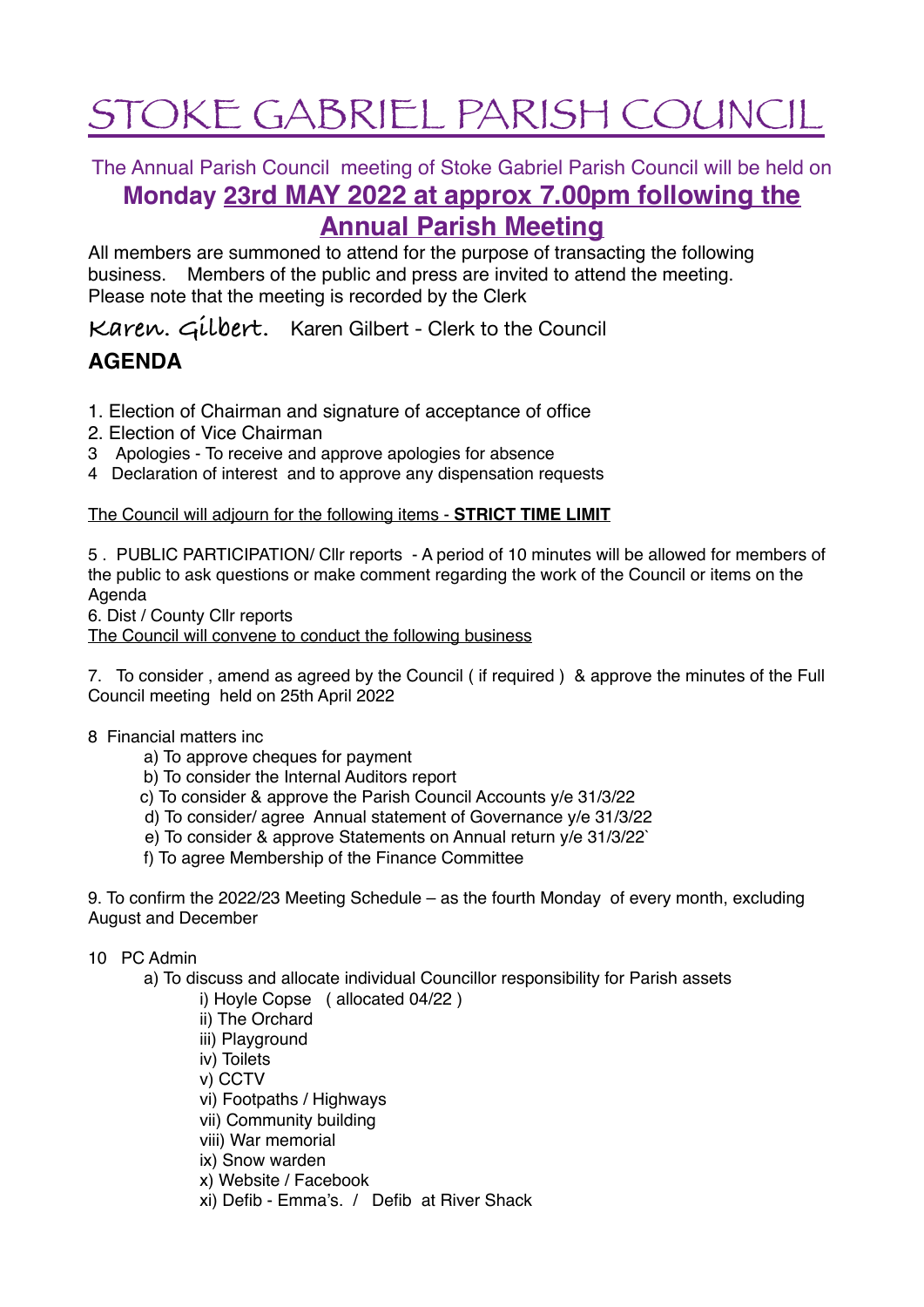# STOKE GABRIEL PARISH COUNCIL

The Annual Parish Council meeting of Stoke Gabriel Parish Council will be held on

## Monday 23rd MAY 2022 at approx 7.00pm following the Annual Parish Meeting

All members are summoned to attend for the purpose of transacting the following business. Members of the public and press are invited to attend the meeting. Please note that the meeting is recorded by the Clerk

Karen. Gilbert. Karen Gilbert - Clerk to the Council

## AGENDA

1. Election of Chairman and signature of acceptance of office
2. Election of Vice Chairman
3. Apologies - To receive and approve apologies for absence
4. Declaration of interest and to approve any dispensation requests

The Council will adjourn for the following items - **STRICT TIME LIMIT**

5. PUBLIC PARTICIPATION/ Cllr reports - A period of 10 minutes will be allowed for members of the public to ask questions or make comment regarding the work of the Council or items on the Agenda
6. Dist / County Cllr reports

The Council will convene to conduct the following business

7. To consider , amend as agreed by the Council ( if required ) & approve the minutes of the Full Council meeting held on 25th April 2022

8. Financial matters inc
   - a) To approve cheques for payment
   - b) To consider the Internal Auditors report
   - c) To consider & approve the Parish Council Accounts y/e 31/3/22
   - d) To consider/ agree Annual statement of Governance y/e 31/3/22
   - e) To consider & approve Statements on Annual return y/e 31/3/22`
   - f) To agree Membership of the Finance Committee

9. To confirm the 2022/23 Meeting Schedule – as the fourth Monday of every month, excluding August and December

10. PC Admin
    - a) To discuss and allocate individual Councillor responsibility for Parish assets
      - i) Hoyle Copse ( allocated 04/22 )
      - ii) The Orchard
      - iii) Playground
      - iv) Toilets
      - v) CCTV
      - vi) Footpaths / Highways
      - vii) Community building
      - viii) War memorial
      - ix) Snow warden
      - x) Website / Facebook
      - xi) Defib - Emma's. / Defib at River Shack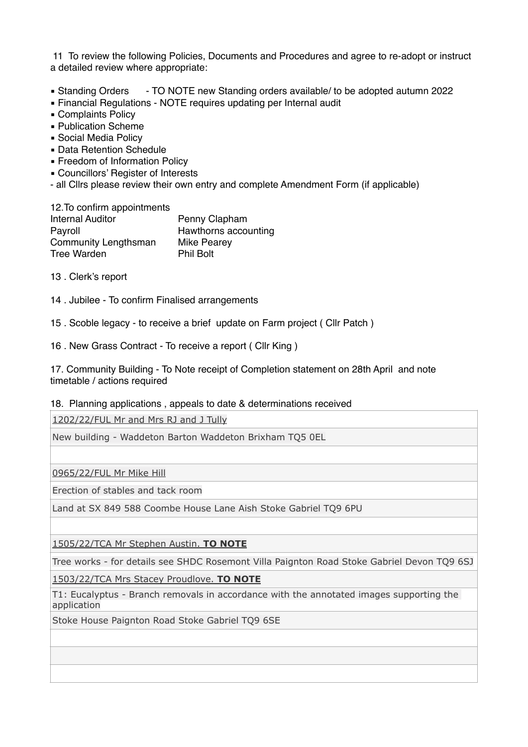11 To review the following Policies, Documents and Procedures and agree to re-adopt or instruct a detailed review where appropriate:

- Standing Orders - TO NOTE new Standing orders available/ to be adopted autumn 2022
- Financial Regulations - NOTE requires updating per Internal audit
- Complaints Policy
- Publication Scheme
- Social Media Policy
- Data Retention Schedule
- Freedom of Information Policy
- Councillors' Register of Interests

- all Cllrs please review their own entry and complete Amendment Form (if applicable)

12.To confirm appointments

| | |
|---|---|
| Internal Auditor | Penny Clapham |
| Payroll | Hawthorns accounting |
| Community Lengthsman | Mike Pearey |
| Tree Warden | Phil Bolt |

13 . Clerk's report

14 . Jubilee - To confirm Finalised arrangements

15 . Scoble legacy - to receive a brief update on Farm project ( Cllr Patch )

16 . New Grass Contract - To receive a report ( Cllr King )

17. Community Building - To Note receipt of Completion statement on 28th April and note timetable / actions required

18. Planning applications , appeals to date & determinations received

| |
|---|
| 1202/22/FUL Mr and Mrs RJ and J Tully |
| New building - Waddeton Barton Waddeton Brixham TQ5 0EL |
| |
| 0965/22/FUL Mr Mike Hill |
| Erection of stables and tack room |
| Land at SX 849 588 Coombe House Lane Aish Stoke Gabriel TQ9 6PU |
| |
| 1505/22/TCA Mr Stephen Austin. **TO NOTE** |
| Tree works - for details see SHDC Rosemont Villa Paignton Road Stoke Gabriel Devon TQ9 6SJ |
| 1503/22/TCA Mrs Stacey Proudlove. **TO NOTE** |
| T1: Eucalyptus - Branch removals in accordance with the annotated images supporting the application |
| Stoke House Paignton Road Stoke Gabriel TQ9 6SE |
| |
| |
| |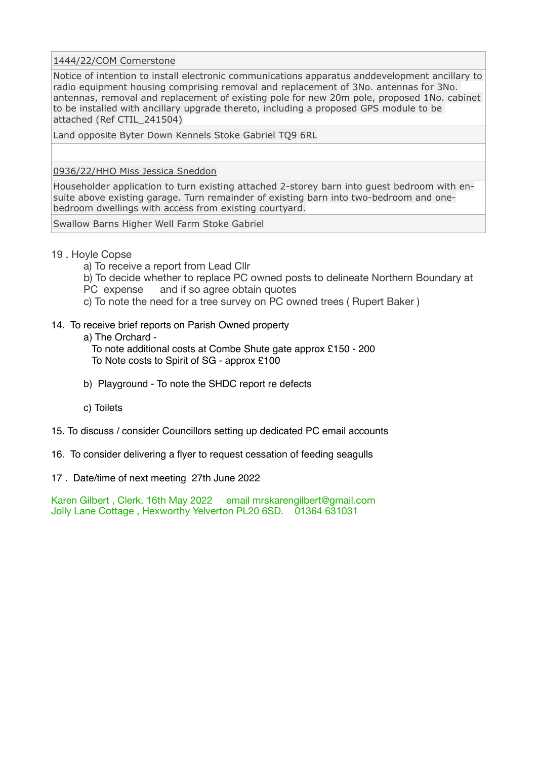| |
|---|
| 1444/22/COM Cornerstone |
| Notice of intention to install electronic communications apparatus anddevelopment ancillary to radio equipment housing comprising removal and replacement of 3No. antennas for 3No. antennas, removal and replacement of existing pole for new 20m pole, proposed 1No. cabinet to be installed with ancillary upgrade thereto, including a proposed GPS module to be attached (Ref CTIL_241504) |
| Land opposite Byter Down Kennels Stoke Gabriel TQ9 6RL |
| |
| 0936/22/HHO Miss Jessica Sneddon |
| Householder application to turn existing attached 2-storey barn into guest bedroom with en-suite above existing garage. Turn remainder of existing barn into two-bedroom and one-bedroom dwellings with access from existing courtyard. |
| Swallow Barns Higher Well Farm Stoke Gabriel |

19 . Hoyle Copse

- a) To receive a report from Lead Cllr
- b) To decide whether to replace PC owned posts to delineate Northern Boundary at PC expense and if so agree obtain quotes
- c) To note the need for a tree survey on PC owned trees ( Rupert Baker )

14. To receive brief reports on Parish Owned property

- a) The Orchard -
  To note additional costs at Combe Shute gate approx £150 - 200
  To Note costs to Spirit of SG - approx £100
- b) Playground - To note the SHDC report re defects
- c) Toilets

15. To discuss / consider Councillors setting up dedicated PC email accounts

16. To consider delivering a flyer to request cessation of feeding seagulls

17 . Date/time of next meeting 27th June 2022

Karen Gilbert , Clerk. 16th May 2022 email mrskarengilbert@gmail.com
Jolly Lane Cottage , Hexworthy Yelverton PL20 6SD. 01364 631031